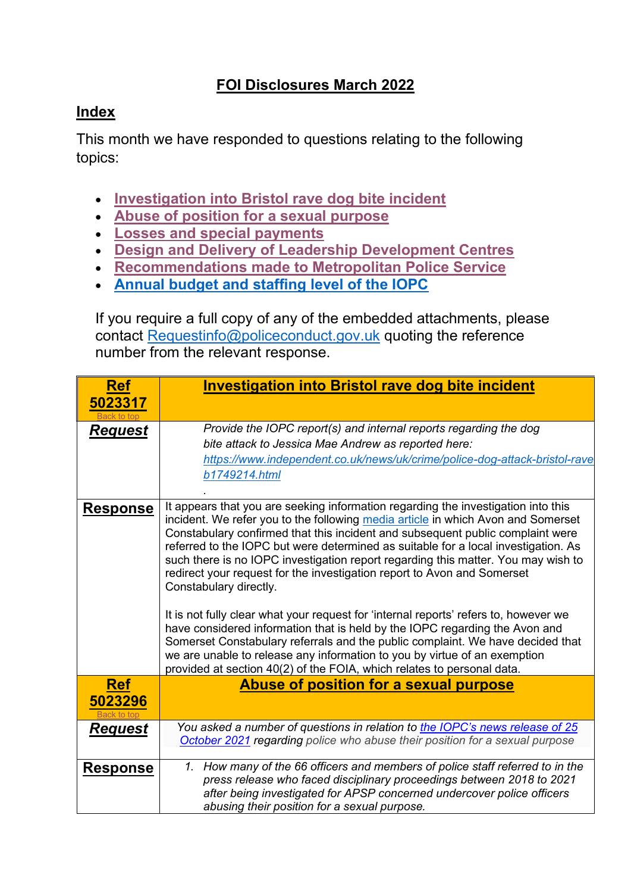# FOI Disclosures March 2022

## Index

This month we have responded to questions relating to the following topics:

- Investigation into Bristol rave dog bite incident
- Abuse of position for a sexual purpose
- Losses and special payments
- Design and Delivery of Leadership Development Centres
- Recommendations made to Metropolitan Police Service
- Annual budget and staffing level of the IOPC

If you require a full copy of any of the embedded attachments, please contact Requestinfo@policeconduct.gov.uk quoting the reference number from the relevant response.

| **Ref 5023317** Back to top | **Investigation into Bristol rave dog bite incident** |
|---|---|
| **Request** | *Provide the IOPC report(s) and internal reports regarding the dog bite attack to Jessica Mae Andrew as reported here: https://www.independent.co.uk/news/uk/crime/police-dog-attack-bristol-rave b1749214.html* . |
| **Response** | It appears that you are seeking information regarding the investigation into this incident. We refer you to the following media article in which Avon and Somerset Constabulary confirmed that this incident and subsequent public complaint were referred to the IOPC but were determined as suitable for a local investigation. As such there is no IOPC investigation report regarding this matter. You may wish to redirect your request for the investigation report to Avon and Somerset Constabulary directly.<br><br>It is not fully clear what your request for 'internal reports' refers to, however we have considered information that is held by the IOPC regarding the Avon and Somerset Constabulary referrals and the public complaint. We have decided that we are unable to release any information to you by virtue of an exemption provided at section 40(2) of the FOIA, which relates to personal data. |
| **Ref 5023296** Back to top | **Abuse of position for a sexual purpose** |
| **Request** | *You asked a number of questions in relation to* the IOPC's news release of 25 October 2021 *regarding* police who abuse their position for a sexual purpose |
| **Response** | 1. *How many of the 66 officers and members of police staff referred to in the press release who faced disciplinary proceedings between 2018 to 2021 after being investigated for APSP concerned undercover police officers abusing their position for a sexual purpose.* |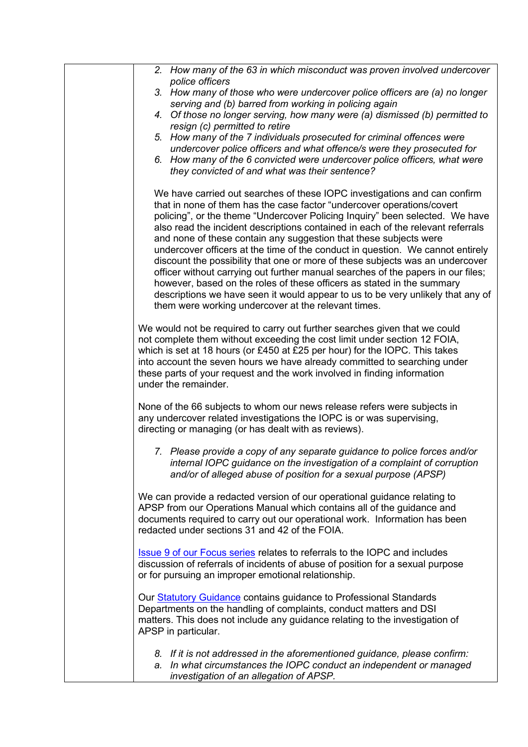| | 2. *How many of the 63 in which misconduct was proven involved undercover police officers*<br>3. *How many of those who were undercover police officers are (a) no longer serving and (b) barred from working in policing again*<br>4. *Of those no longer serving, how many were (a) dismissed (b) permitted to resign (c) permitted to retire*<br>5. *How many of the 7 individuals prosecuted for criminal offences were undercover police officers and what offence/s were they prosecuted for*<br>6. *How many of the 6 convicted were undercover police officers, what were they convicted of and what was their sentence?*<br><br>We have carried out searches of these IOPC investigations and can confirm that in none of them has the case factor "undercover operations/covert policing", or the theme "Undercover Policing Inquiry" been selected. We have also read the incident descriptions contained in each of the relevant referrals and none of these contain any suggestion that these subjects were undercover officers at the time of the conduct in question. We cannot entirely discount the possibility that one or more of these subjects was an undercover officer without carrying out further manual searches of the papers in our files; however, based on the roles of these officers as stated in the summary descriptions we have seen it would appear to us to be very unlikely that any of them were working undercover at the relevant times.<br><br>We would not be required to carry out further searches given that we could not complete them without exceeding the cost limit under section 12 FOIA, which is set at 18 hours (or £450 at £25 per hour) for the IOPC. This takes into account the seven hours we have already committed to searching under these parts of your request and the work involved in finding information under the remainder.<br><br>None of the 66 subjects to whom our news release refers were subjects in any undercover related investigations the IOPC is or was supervising, directing or managing (or has dealt with as reviews).<br><br>7. *Please provide a copy of any separate guidance to police forces and/or internal IOPC guidance on the investigation of a complaint of corruption and/or of alleged abuse of position for a sexual purpose (APSP)*<br><br>We can provide a redacted version of our operational guidance relating to APSP from our Operations Manual which contains all of the guidance and documents required to carry out our operational work. Information has been redacted under sections 31 and 42 of the FOIA.<br><br>Issue 9 of our Focus series relates to referrals to the IOPC and includes discussion of referrals of incidents of abuse of position for a sexual purpose or for pursuing an improper emotional relationship.<br><br>Our Statutory Guidance contains guidance to Professional Standards Departments on the handling of complaints, conduct matters and DSI matters. This does not include any guidance relating to the investigation of APSP in particular.<br><br>8. *If it is not addressed in the aforementioned guidance, please confirm:*<br>a. *In what circumstances the IOPC conduct an independent or managed investigation of an allegation of APSP.* |
|---|---|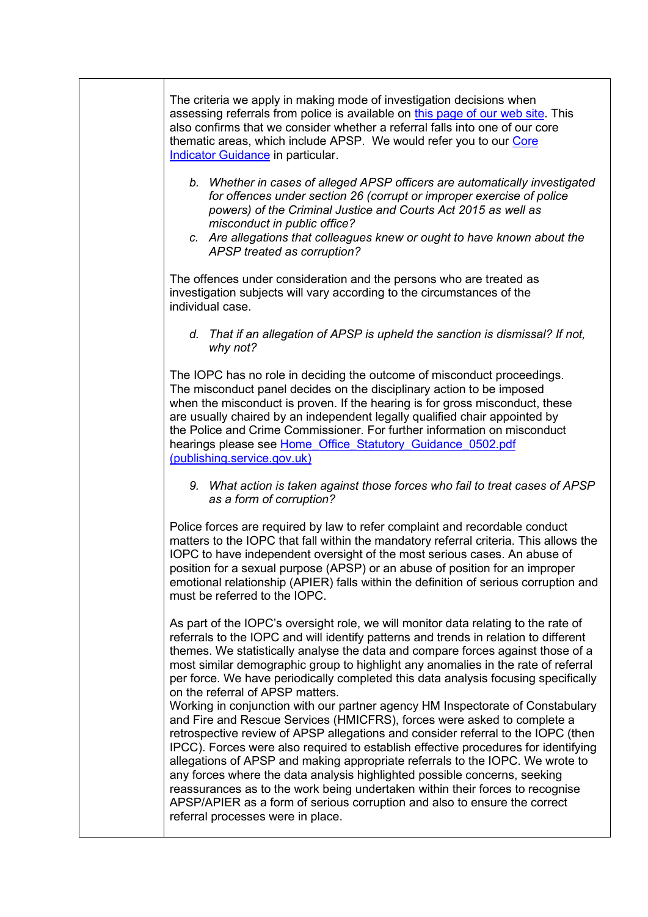The criteria we apply in making mode of investigation decisions when assessing referrals from police is available on [this page of our web site](). This also confirms that we consider whether a referral falls into one of our core thematic areas, which include APSP. We would refer you to our [Core Indicator Guidance]() in particular.

*b. Whether in cases of alleged APSP officers are automatically investigated for offences under section 26 (corrupt or improper exercise of police powers) of the Criminal Justice and Courts Act 2015 as well as misconduct in public office?*

*c. Are allegations that colleagues knew or ought to have known about the APSP treated as corruption?*

The offences under consideration and the persons who are treated as investigation subjects will vary according to the circumstances of the individual case.

*d. That if an allegation of APSP is upheld the sanction is dismissal? If not, why not?*

The IOPC has no role in deciding the outcome of misconduct proceedings. The misconduct panel decides on the disciplinary action to be imposed when the misconduct is proven. If the hearing is for gross misconduct, these are usually chaired by an independent legally qualified chair appointed by the Police and Crime Commissioner. For further information on misconduct hearings please see [Home_Office_Statutory_Guidance_0502.pdf (publishing.service.gov.uk)]()

*9. What action is taken against those forces who fail to treat cases of APSP as a form of corruption?*

Police forces are required by law to refer complaint and recordable conduct matters to the IOPC that fall within the mandatory referral criteria. This allows the IOPC to have independent oversight of the most serious cases. An abuse of position for a sexual purpose (APSP) or an abuse of position for an improper emotional relationship (APIER) falls within the definition of serious corruption and must be referred to the IOPC.

As part of the IOPC's oversight role, we will monitor data relating to the rate of referrals to the IOPC and will identify patterns and trends in relation to different themes. We statistically analyse the data and compare forces against those of a most similar demographic group to highlight any anomalies in the rate of referral per force. We have periodically completed this data analysis focusing specifically on the referral of APSP matters.
Working in conjunction with our partner agency HM Inspectorate of Constabulary and Fire and Rescue Services (HMICFRS), forces were asked to complete a retrospective review of APSP allegations and consider referral to the IOPC (then IPCC). Forces were also required to establish effective procedures for identifying allegations of APSP and making appropriate referrals to the IOPC. We wrote to any forces where the data analysis highlighted possible concerns, seeking reassurances as to the work being undertaken within their forces to recognise APSP/APIER as a form of serious corruption and also to ensure the correct referral processes were in place.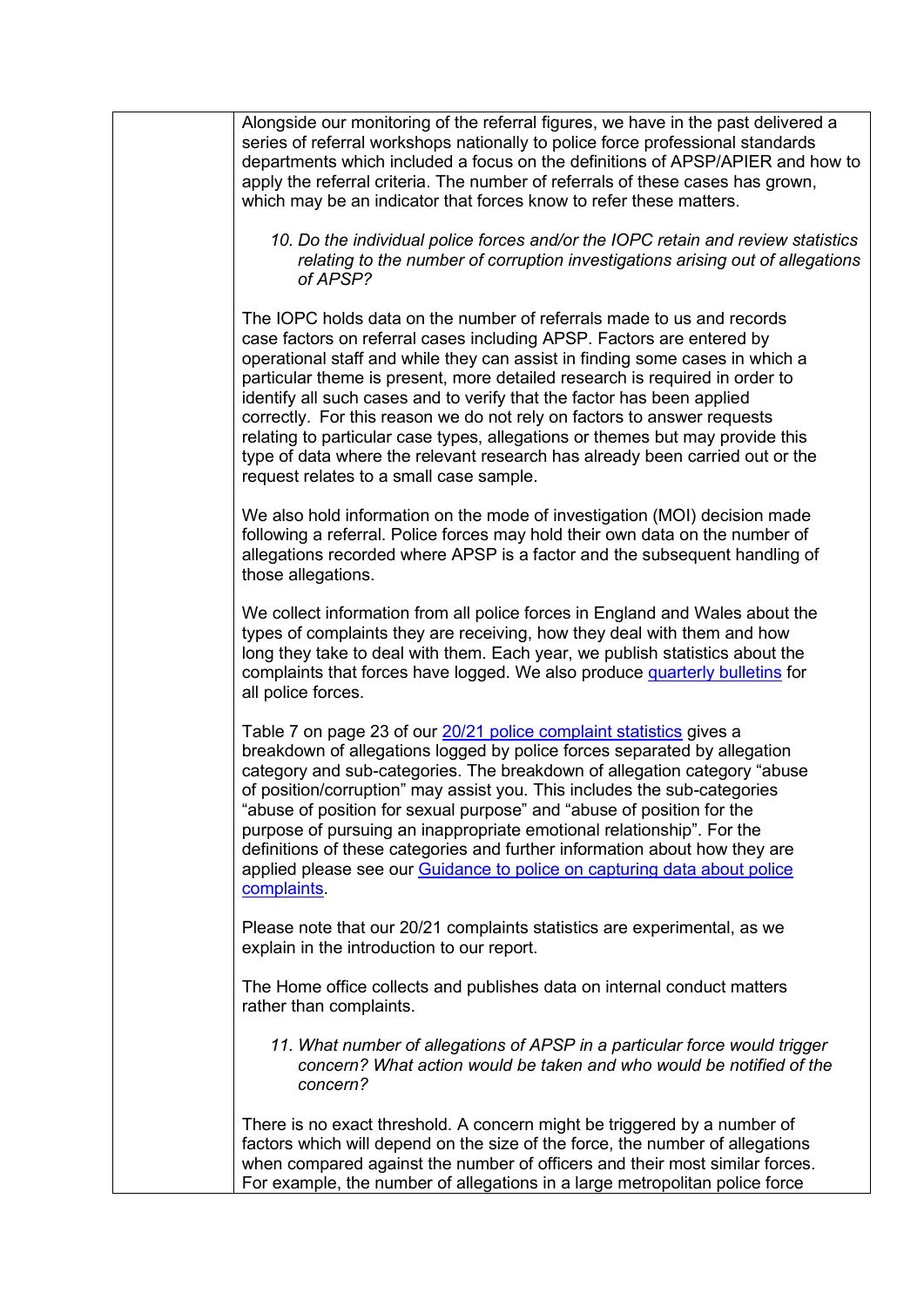Alongside our monitoring of the referral figures, we have in the past delivered a series of referral workshops nationally to police force professional standards departments which included a focus on the definitions of APSP/APIER and how to apply the referral criteria. The number of referrals of these cases has grown, which may be an indicator that forces know to refer these matters.

*10. Do the individual police forces and/or the IOPC retain and review statistics relating to the number of corruption investigations arising out of allegations of APSP?*

The IOPC holds data on the number of referrals made to us and records case factors on referral cases including APSP. Factors are entered by operational staff and while they can assist in finding some cases in which a particular theme is present, more detailed research is required in order to identify all such cases and to verify that the factor has been applied correctly. For this reason we do not rely on factors to answer requests relating to particular case types, allegations or themes but may provide this type of data where the relevant research has already been carried out or the request relates to a small case sample.

We also hold information on the mode of investigation (MOI) decision made following a referral. Police forces may hold their own data on the number of allegations recorded where APSP is a factor and the subsequent handling of those allegations.

We collect information from all police forces in England and Wales about the types of complaints they are receiving, how they deal with them and how long they take to deal with them. Each year, we publish statistics about the complaints that forces have logged. We also produce quarterly bulletins for all police forces.

Table 7 on page 23 of our 20/21 police complaint statistics gives a breakdown of allegations logged by police forces separated by allegation category and sub-categories. The breakdown of allegation category "abuse of position/corruption" may assist you. This includes the sub-categories "abuse of position for sexual purpose" and "abuse of position for the purpose of pursuing an inappropriate emotional relationship". For the definitions of these categories and further information about how they are applied please see our Guidance to police on capturing data about police complaints.

Please note that our 20/21 complaints statistics are experimental, as we explain in the introduction to our report.

The Home office collects and publishes data on internal conduct matters rather than complaints.

*11. What number of allegations of APSP in a particular force would trigger concern? What action would be taken and who would be notified of the concern?*

There is no exact threshold. A concern might be triggered by a number of factors which will depend on the size of the force, the number of allegations when compared against the number of officers and their most similar forces. For example, the number of allegations in a large metropolitan police force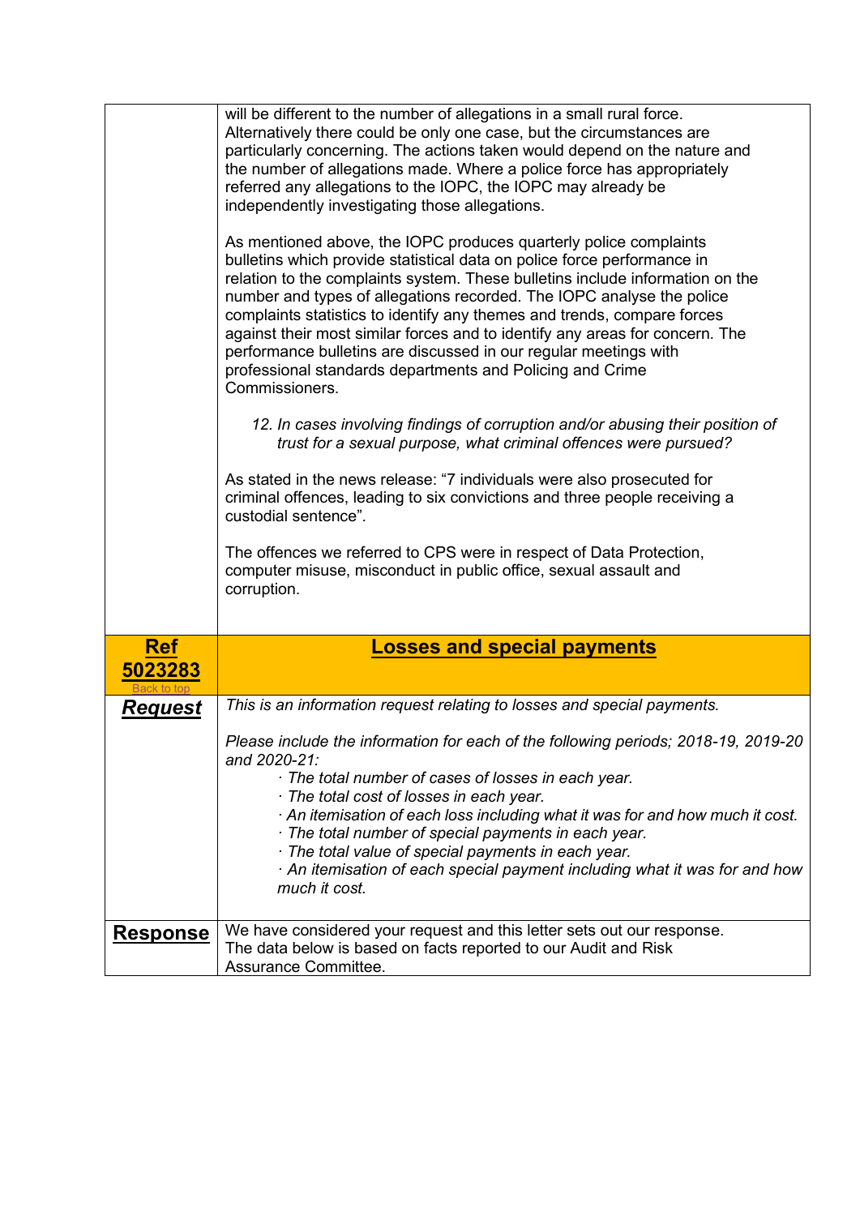| | |
|---|---|
| | will be different to the number of allegations in a small rural force. Alternatively there could be only one case, but the circumstances are particularly concerning. The actions taken would depend on the nature and the number of allegations made. Where a police force has appropriately referred any allegations to the IOPC, the IOPC may already be independently investigating those allegations.<br><br>As mentioned above, the IOPC produces quarterly police complaints bulletins which provide statistical data on police force performance in relation to the complaints system. These bulletins include information on the number and types of allegations recorded. The IOPC analyse the police complaints statistics to identify any themes and trends, compare forces against their most similar forces and to identify any areas for concern. The performance bulletins are discussed in our regular meetings with professional standards departments and Policing and Crime Commissioners.<br><br>*12. In cases involving findings of corruption and/or abusing their position of trust for a sexual purpose, what criminal offences were pursued?*<br><br>As stated in the news release: "7 individuals were also prosecuted for criminal offences, leading to six convictions and three people receiving a custodial sentence".<br><br>The offences we referred to CPS were in respect of Data Protection, computer misuse, misconduct in public office, sexual assault and corruption. |
| **Ref 5023283**<br>Back to top | **Losses and special payments** |
| **Request** | *This is an information request relating to losses and special payments.*<br><br>*Please include the information for each of the following periods; 2018-19, 2019-20 and 2020-21:*<br>*· The total number of cases of losses in each year.*<br>*· The total cost of losses in each year.*<br>*· An itemisation of each loss including what it was for and how much it cost.*<br>*· The total number of special payments in each year.*<br>*· The total value of special payments in each year.*<br>*· An itemisation of each special payment including what it was for and how much it cost.* |
| **Response** | We have considered your request and this letter sets out our response. The data below is based on facts reported to our Audit and Risk Assurance Committee. |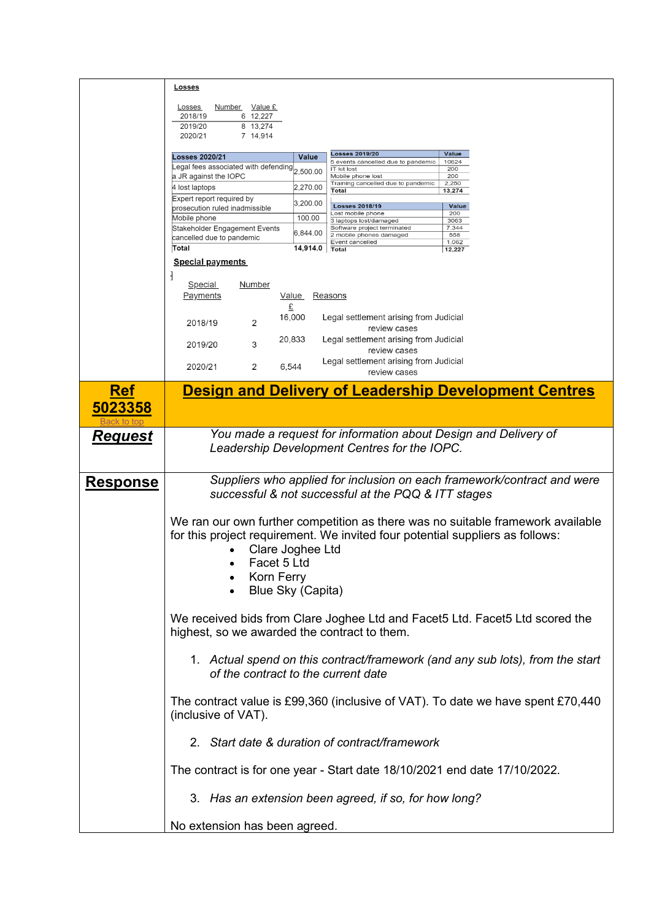**Losses**

| Losses | Number | Value £ |
|---|---|---|
| 2018/19 | 6 | 12,227 |
| 2019/20 | 8 | 13,274 |
| 2020/21 | 7 | 14,914 |

| Losses 2020/21 | Value |
|---|---|
| Legal fees associated with defending a JR against the IOPC | 2,500.00 |
| 4 lost laptops | 2,270.00 |
| Expert report required by prosecution ruled inadmissible | 3,200.00 |
| Mobile phone | 100.00 |
| Stakeholder Engagement Events cancelled due to pandemic | 6,844.00 |
| Total | 14,914.0 |

| Losses 2019/20 | Value |
|---|---|
| 5 events cancelled due to pandemic | 10624 |
| IT kit lost | 200 |
| Mobile phone lost | 200 |
| Training cancelled due to pandemic | 2,250 |
| Total | 13,274 |

| Losses 2018/19 | Value |
|---|---|
| Lost mobile phone | 200 |
| 3 laptops lost/damaged | 3063 |
| Software project terminated | 7,344 |
| 2 mobile phones damaged | 558 |
| Event cancelled | 1,062 |
| Total | 12,227 |

**Special payments**

| Special Payments | Number | Value £ | Reasons |
|---|---|---|---|
| 2018/19 | 2 | 16,000 | Legal settlement arising from Judicial review cases |
| 2019/20 | 3 | 20,833 | Legal settlement arising from Judicial review cases |
| 2020/21 | 2 | 6,544 | Legal settlement arising from Judicial review cases |

## Ref 5023358 — Design and Delivery of Leadership Development Centres

Back to top

**Request**

*You made a request for information about Design and Delivery of Leadership Development Centres for the IOPC.*

**Response**

*Suppliers who applied for inclusion on each framework/contract and were successful & not successful at the PQQ & ITT stages*

We ran our own further competition as there was no suitable framework available for this project requirement. We invited four potential suppliers as follows:

- Clare Joghee Ltd
- Facet 5 Ltd
- Korn Ferry
- Blue Sky (Capita)

We received bids from Clare Joghee Ltd and Facet5 Ltd. Facet5 Ltd scored the highest, so we awarded the contract to them.

1. *Actual spend on this contract/framework (and any sub lots), from the start of the contract to the current date*

The contract value is £99,360 (inclusive of VAT). To date we have spent £70,440 (inclusive of VAT).

2. *Start date & duration of contract/framework*

The contract is for one year - Start date 18/10/2021 end date 17/10/2022.

3. *Has an extension been agreed, if so, for how long?*

No extension has been agreed.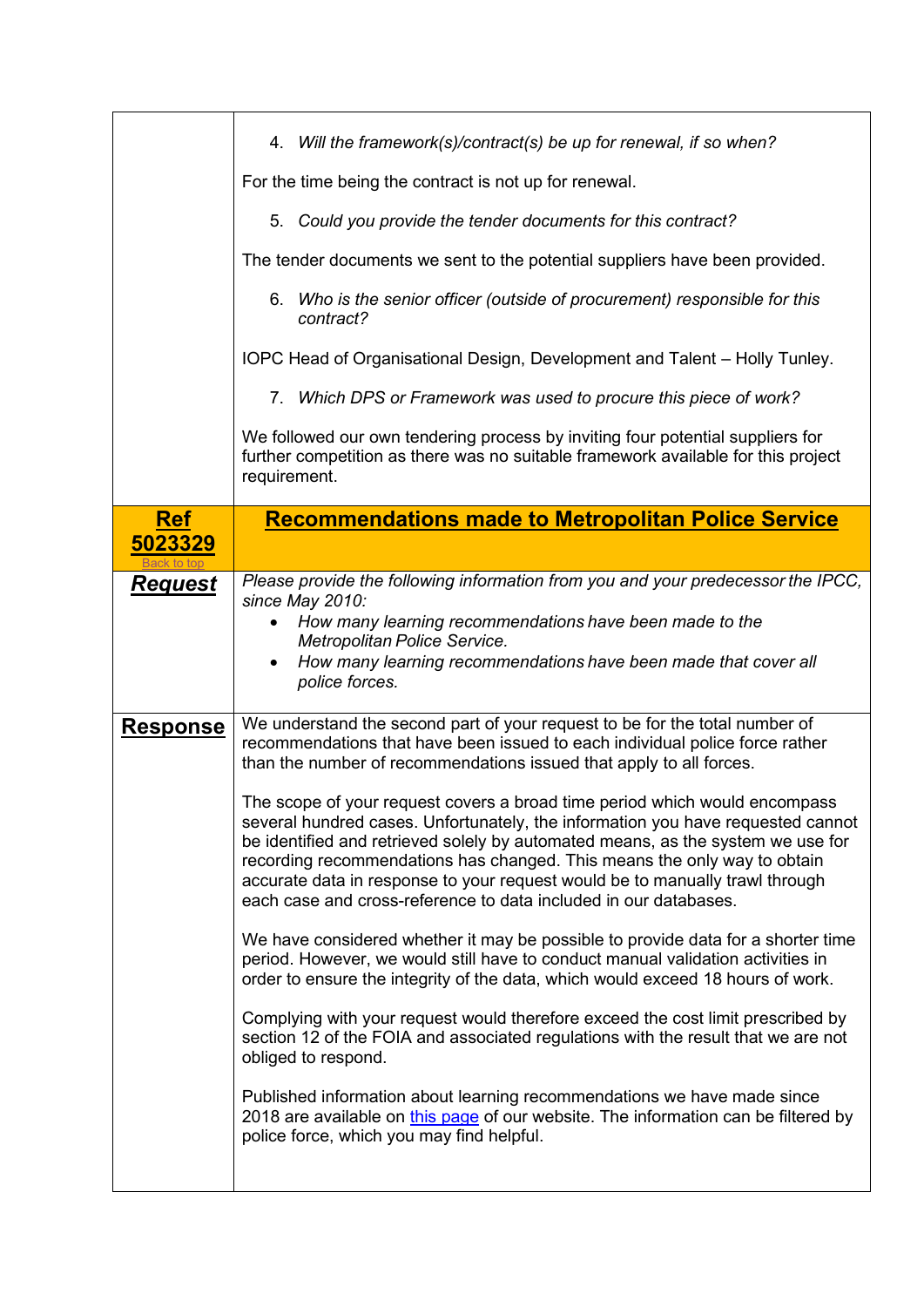| | |
|---|---|
| | 4. *Will the framework(s)/contract(s) be up for renewal, if so when?*<br><br>For the time being the contract is not up for renewal.<br><br>5. *Could you provide the tender documents for this contract?*<br><br>The tender documents we sent to the potential suppliers have been provided.<br><br>6. *Who is the senior officer (outside of procurement) responsible for this contract?*<br><br>IOPC Head of Organisational Design, Development and Talent – Holly Tunley.<br><br>7. *Which DPS or Framework was used to procure this piece of work?*<br><br>We followed our own tendering process by inviting four potential suppliers for further competition as there was no suitable framework available for this project requirement. |
| **Ref 5023329**<br>Back to top | **Recommendations made to Metropolitan Police Service** |
| ***Request*** | *Please provide the following information from you and your predecessor the IPCC, since May 2010:*<br>• *How many learning recommendations have been made to the Metropolitan Police Service.*<br>• *How many learning recommendations have been made that cover all police forces.* |
| **Response** | We understand the second part of your request to be for the total number of recommendations that have been issued to each individual police force rather than the number of recommendations issued that apply to all forces.<br><br>The scope of your request covers a broad time period which would encompass several hundred cases. Unfortunately, the information you have requested cannot be identified and retrieved solely by automated means, as the system we use for recording recommendations has changed. This means the only way to obtain accurate data in response to your request would be to manually trawl through each case and cross-reference to data included in our databases.<br><br>We have considered whether it may be possible to provide data for a shorter time period. However, we would still have to conduct manual validation activities in order to ensure the integrity of the data, which would exceed 18 hours of work.<br><br>Complying with your request would therefore exceed the cost limit prescribed by section 12 of the FOIA and associated regulations with the result that we are not obliged to respond.<br><br>Published information about learning recommendations we have made since 2018 are available on this page of our website. The information can be filtered by police force, which you may find helpful. |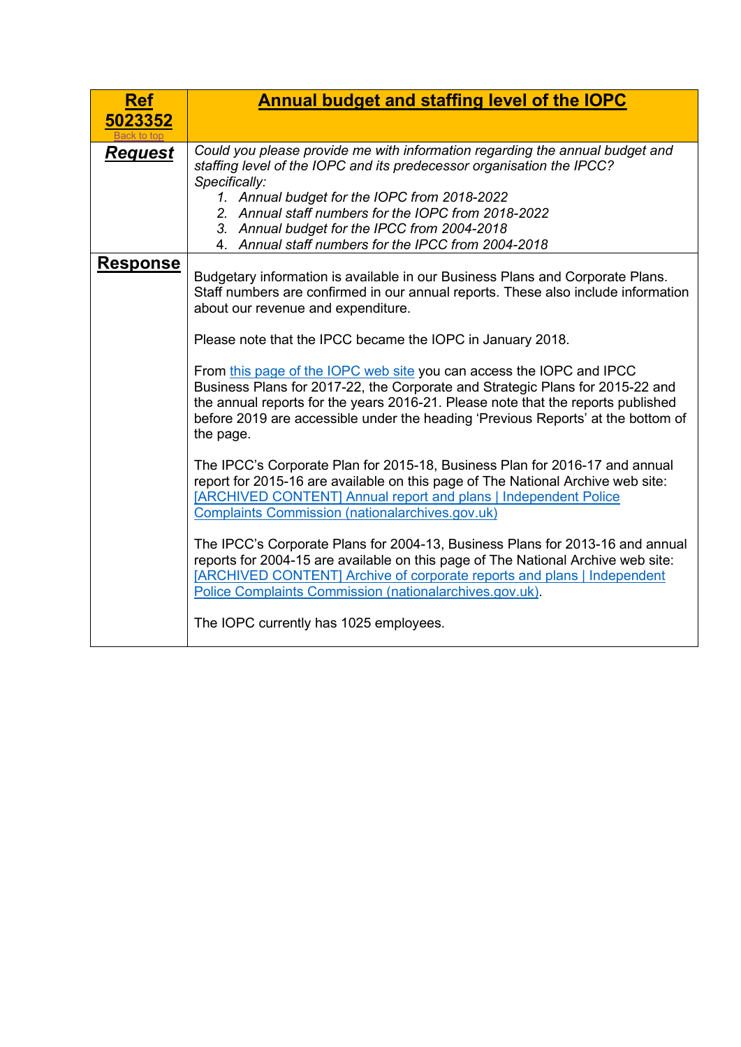| **Ref 5023352** [Back to top] | **Annual budget and staffing level of the IOPC** |
| --- | --- |
| ***Request*** | *Could you please provide me with information regarding the annual budget and staffing level of the IOPC and its predecessor organisation the IPCC? Specifically:*<br>*1. Annual budget for the IOPC from 2018-2022*<br>*2. Annual staff numbers for the IOPC from 2018-2022*<br>*3. Annual budget for the IPCC from 2004-2018*<br>*4. Annual staff numbers for the IPCC from 2004-2018* |
| **Response** | Budgetary information is available in our Business Plans and Corporate Plans. Staff numbers are confirmed in our annual reports. These also include information about our revenue and expenditure.<br><br>Please note that the IPCC became the IOPC in January 2018.<br><br>From [this page of the IOPC web site] you can access the IOPC and IPCC Business Plans for 2017-22, the Corporate and Strategic Plans for 2015-22 and the annual reports for the years 2016-21. Please note that the reports published before 2019 are accessible under the heading 'Previous Reports' at the bottom of the page.<br><br>The IPCC's Corporate Plan for 2015-18, Business Plan for 2016-17 and annual report for 2015-16 are available on this page of The National Archive web site: [ARCHIVED CONTENT] Annual report and plans \| Independent Police Complaints Commission (nationalarchives.gov.uk)<br><br>The IPCC's Corporate Plans for 2004-13, Business Plans for 2013-16 and annual reports for 2004-15 are available on this page of The National Archive web site: [ARCHIVED CONTENT] Archive of corporate reports and plans \| Independent Police Complaints Commission (nationalarchives.gov.uk).<br><br>The IOPC currently has 1025 employees. |